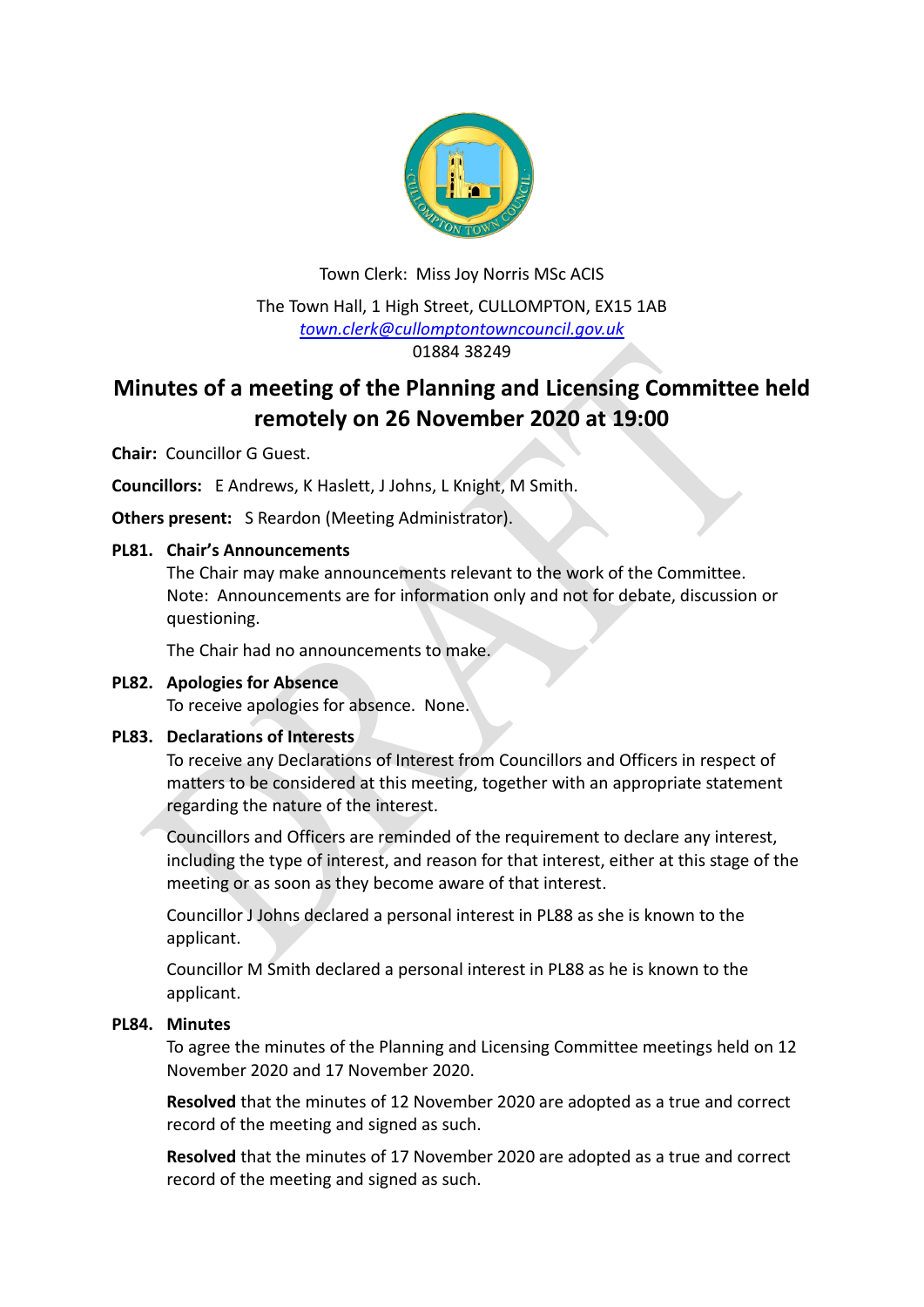Town Clerk: Miss Joy Norris MSc ACIS

The Town Hall, 1 High Street, CULLOMPTON, EX15 1AB
town.clerk@cullomptontowncouncil.gov.uk
01884 38249

# Minutes of a meeting of the Planning and Licensing Committee held remotely on 26 November 2020 at 19:00

**Chair:** Councillor G Guest.

**Councillors:** E Andrews, K Haslett, J Johns, L Knight, M Smith.

**Others present:** S Reardon (Meeting Administrator).

**PL81. Chair's Announcements**

The Chair may make announcements relevant to the work of the Committee. Note: Announcements are for information only and not for debate, discussion or questioning.

The Chair had no announcements to make.

**PL82. Apologies for Absence**

To receive apologies for absence. None.

**PL83. Declarations of Interests**

To receive any Declarations of Interest from Councillors and Officers in respect of matters to be considered at this meeting, together with an appropriate statement regarding the nature of the interest.

Councillors and Officers are reminded of the requirement to declare any interest, including the type of interest, and reason for that interest, either at this stage of the meeting or as soon as they become aware of that interest.

Councillor J Johns declared a personal interest in PL88 as she is known to the applicant.

Councillor M Smith declared a personal interest in PL88 as he is known to the applicant.

**PL84. Minutes**

To agree the minutes of the Planning and Licensing Committee meetings held on 12 November 2020 and 17 November 2020.

**Resolved** that the minutes of 12 November 2020 are adopted as a true and correct record of the meeting and signed as such.

**Resolved** that the minutes of 17 November 2020 are adopted as a true and correct record of the meeting and signed as such.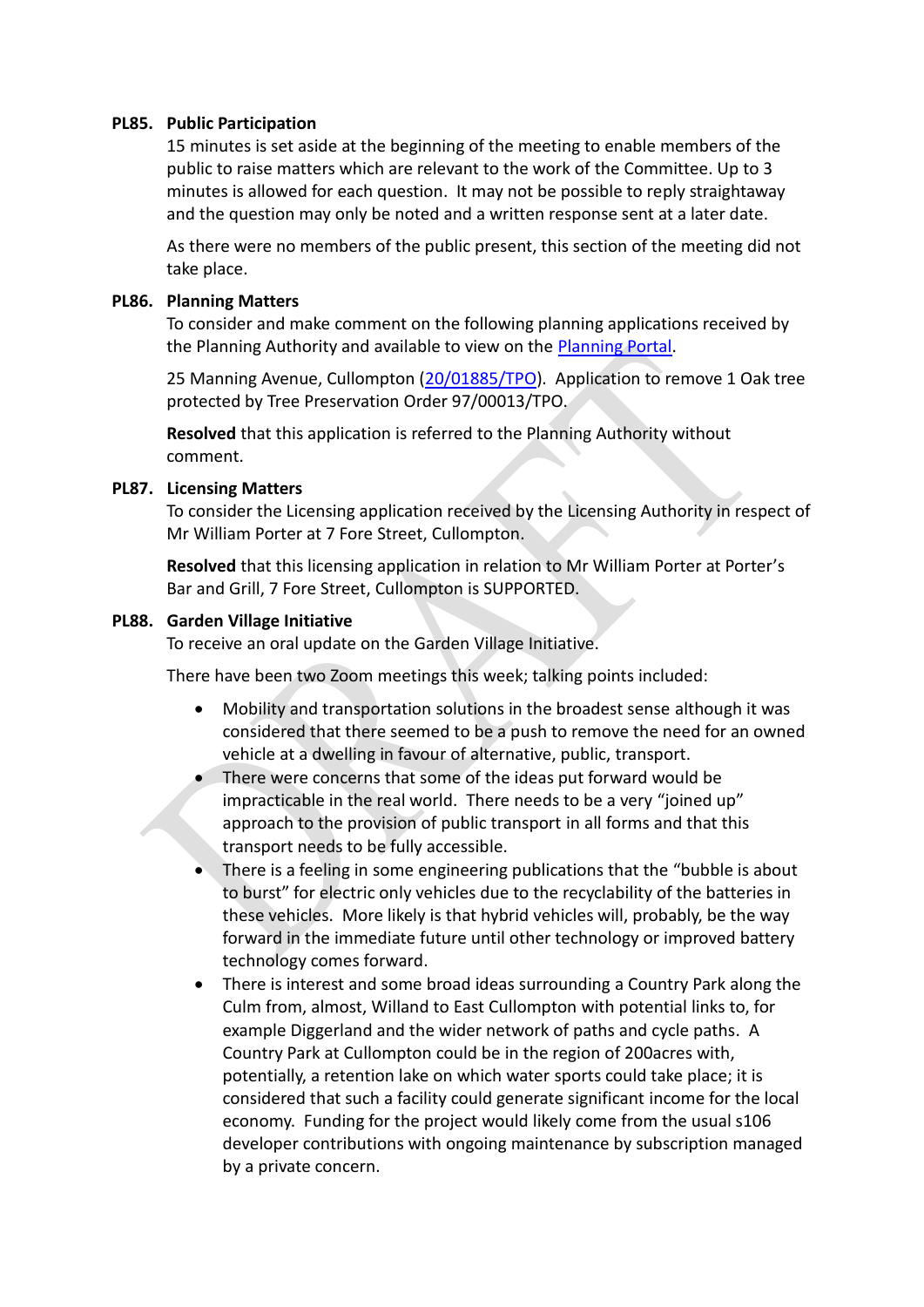**PL85. Public Participation**

15 minutes is set aside at the beginning of the meeting to enable members of the public to raise matters which are relevant to the work of the Committee. Up to 3 minutes is allowed for each question. It may not be possible to reply straightaway and the question may only be noted and a written response sent at a later date.

As there were no members of the public present, this section of the meeting did not take place.

**PL86. Planning Matters**

To consider and make comment on the following planning applications received by the Planning Authority and available to view on the [Planning Portal](Planning Portal).

25 Manning Avenue, Cullompton ([20/01885/TPO](20/01885/TPO)). Application to remove 1 Oak tree protected by Tree Preservation Order 97/00013/TPO.

**Resolved** that this application is referred to the Planning Authority without comment.

**PL87. Licensing Matters**

To consider the Licensing application received by the Licensing Authority in respect of Mr William Porter at 7 Fore Street, Cullompton.

**Resolved** that this licensing application in relation to Mr William Porter at Porter's Bar and Grill, 7 Fore Street, Cullompton is SUPPORTED.

**PL88. Garden Village Initiative**

To receive an oral update on the Garden Village Initiative.

There have been two Zoom meetings this week; talking points included:

- Mobility and transportation solutions in the broadest sense although it was considered that there seemed to be a push to remove the need for an owned vehicle at a dwelling in favour of alternative, public, transport.
- There were concerns that some of the ideas put forward would be impracticable in the real world. There needs to be a very "joined up" approach to the provision of public transport in all forms and that this transport needs to be fully accessible.
- There is a feeling in some engineering publications that the "bubble is about to burst" for electric only vehicles due to the recyclability of the batteries in these vehicles. More likely is that hybrid vehicles will, probably, be the way forward in the immediate future until other technology or improved battery technology comes forward.
- There is interest and some broad ideas surrounding a Country Park along the Culm from, almost, Willand to East Cullompton with potential links to, for example Diggerland and the wider network of paths and cycle paths. A Country Park at Cullompton could be in the region of 200acres with, potentially, a retention lake on which water sports could take place; it is considered that such a facility could generate significant income for the local economy. Funding for the project would likely come from the usual s106 developer contributions with ongoing maintenance by subscription managed by a private concern.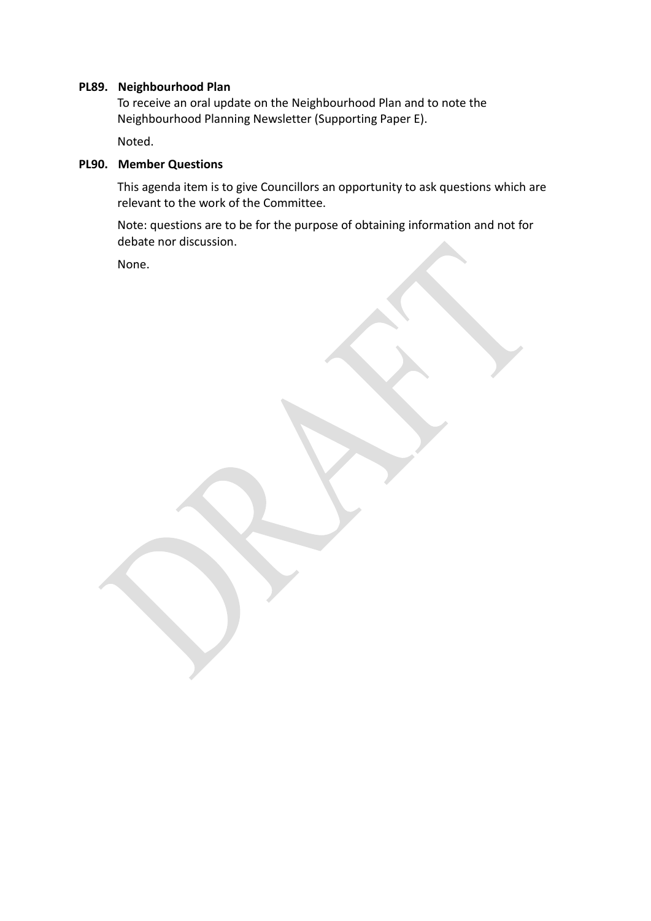**PL89. Neighbourhood Plan**

To receive an oral update on the Neighbourhood Plan and to note the Neighbourhood Planning Newsletter (Supporting Paper E).

Noted.

**PL90. Member Questions**

This agenda item is to give Councillors an opportunity to ask questions which are relevant to the work of the Committee.

Note: questions are to be for the purpose of obtaining information and not for debate nor discussion.

None.